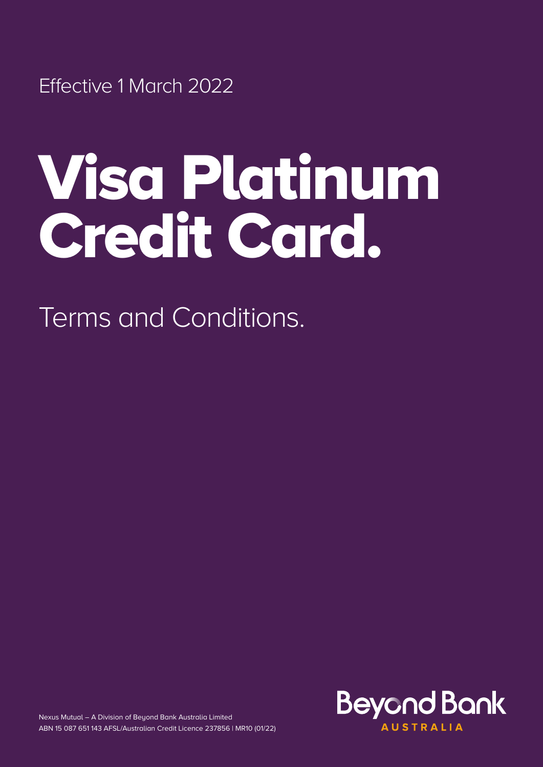Effective 1 March 2022

# Visa Platinum Credit Card.

## Terms and Conditions.

Nexus Mutual – A Division of Beyond Bank Australia Limited
ABN 15 087 651 143 AFSL/Australian Credit Licence 237856 | MR10 (01/22)

Beyond Bank
AUSTRALIA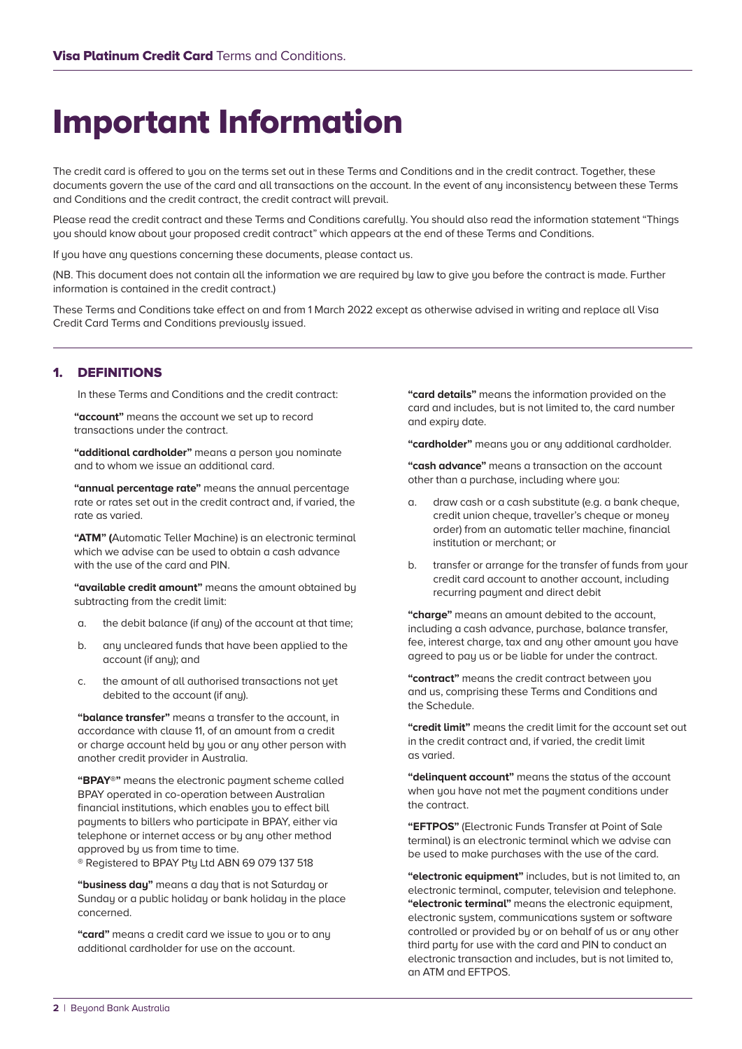# Important Information

The credit card is offered to you on the terms set out in these Terms and Conditions and in the credit contract. Together, these documents govern the use of the card and all transactions on the account. In the event of any inconsistency between these Terms and Conditions and the credit contract, the credit contract will prevail.

Please read the credit contract and these Terms and Conditions carefully. You should also read the information statement "Things you should know about your proposed credit contract" which appears at the end of these Terms and Conditions.

If you have any questions concerning these documents, please contact us.

(NB. This document does not contain all the information we are required by law to give you before the contract is made. Further information is contained in the credit contract.)

These Terms and Conditions take effect on and from 1 March 2022 except as otherwise advised in writing and replace all Visa Credit Card Terms and Conditions previously issued.

## 1. DEFINITIONS

In these Terms and Conditions and the credit contract:

**"account"** means the account we set up to record transactions under the contract.

**"additional cardholder"** means a person you nominate and to whom we issue an additional card.

**"annual percentage rate"** means the annual percentage rate or rates set out in the credit contract and, if varied, the rate as varied.

**"ATM" (**Automatic Teller Machine) is an electronic terminal which we advise can be used to obtain a cash advance with the use of the card and PIN.

**"available credit amount"** means the amount obtained by subtracting from the credit limit:

a. the debit balance (if any) of the account at that time;

b. any uncleared funds that have been applied to the account (if any); and

c. the amount of all authorised transactions not yet debited to the account (if any).

**"balance transfer"** means a transfer to the account, in accordance with clause 11, of an amount from a credit or charge account held by you or any other person with another credit provider in Australia.

**"BPAY®"** means the electronic payment scheme called BPAY operated in co-operation between Australian financial institutions, which enables you to effect bill payments to billers who participate in BPAY, either via telephone or internet access or by any other method approved by us from time to time.
® Registered to BPAY Pty Ltd ABN 69 079 137 518

**"business day"** means a day that is not Saturday or Sunday or a public holiday or bank holiday in the place concerned.

**"card"** means a credit card we issue to you or to any additional cardholder for use on the account.

**"card details"** means the information provided on the card and includes, but is not limited to, the card number and expiry date.

**"cardholder"** means you or any additional cardholder.

**"cash advance"** means a transaction on the account other than a purchase, including where you:

a. draw cash or a cash substitute (e.g. a bank cheque, credit union cheque, traveller's cheque or money order) from an automatic teller machine, financial institution or merchant; or

b. transfer or arrange for the transfer of funds from your credit card account to another account, including recurring payment and direct debit

**"charge"** means an amount debited to the account, including a cash advance, purchase, balance transfer, fee, interest charge, tax and any other amount you have agreed to pay us or be liable for under the contract.

**"contract"** means the credit contract between you and us, comprising these Terms and Conditions and the Schedule.

**"credit limit"** means the credit limit for the account set out in the credit contract and, if varied, the credit limit as varied.

**"delinquent account"** means the status of the account when you have not met the payment conditions under the contract.

**"EFTPOS"** (Electronic Funds Transfer at Point of Sale terminal) is an electronic terminal which we advise can be used to make purchases with the use of the card.

**"electronic equipment"** includes, but is not limited to, an electronic terminal, computer, television and telephone.
**"electronic terminal"** means the electronic equipment, electronic system, communications system or software controlled or provided by or on behalf of us or any other third party for use with the card and PIN to conduct an electronic transaction and includes, but is not limited to, an ATM and EFTPOS.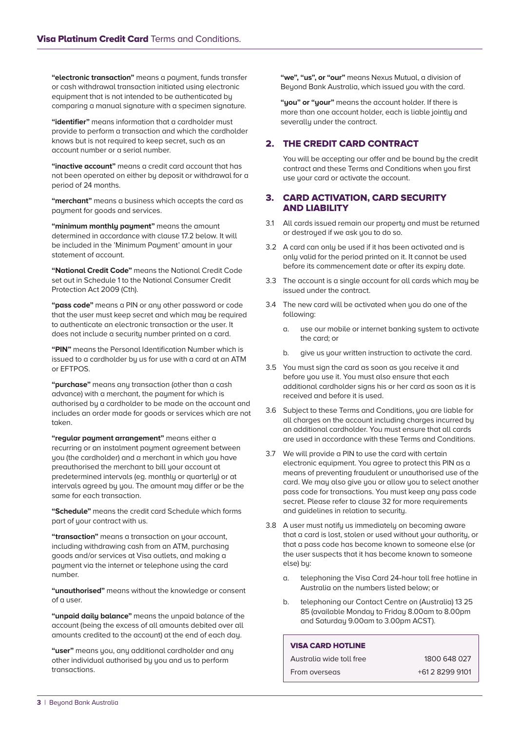**"electronic transaction"** means a payment, funds transfer or cash withdrawal transaction initiated using electronic equipment that is not intended to be authenticated by comparing a manual signature with a specimen signature.

**"identifier"** means information that a cardholder must provide to perform a transaction and which the cardholder knows but is not required to keep secret, such as an account number or a serial number.

**"inactive account"** means a credit card account that has not been operated on either by deposit or withdrawal for a period of 24 months.

**"merchant"** means a business which accepts the card as payment for goods and services.

**"minimum monthly payment"** means the amount determined in accordance with clause 17.2 below. It will be included in the 'Minimum Payment' amount in your statement of account.

**"National Credit Code"** means the National Credit Code set out in Schedule 1 to the National Consumer Credit Protection Act 2009 (Cth).

**"pass code"** means a PIN or any other password or code that the user must keep secret and which may be required to authenticate an electronic transaction or the user. It does not include a security number printed on a card.

**"PIN"** means the Personal Identification Number which is issued to a cardholder by us for use with a card at an ATM or EFTPOS.

**"purchase"** means any transaction (other than a cash advance) with a merchant, the payment for which is authorised by a cardholder to be made on the account and includes an order made for goods or services which are not taken.

**"regular payment arrangement"** means either a recurring or an instalment payment agreement between you (the cardholder) and a merchant in which you have preauthorised the merchant to bill your account at predetermined intervals (eg. monthly or quarterly) or at intervals agreed by you. The amount may differ or be the same for each transaction.

**"Schedule"** means the credit card Schedule which forms part of your contract with us.

**"transaction"** means a transaction on your account, including withdrawing cash from an ATM, purchasing goods and/or services at Visa outlets, and making a payment via the internet or telephone using the card number.

**"unauthorised"** means without the knowledge or consent of a user.

**"unpaid daily balance"** means the unpaid balance of the account (being the excess of all amounts debited over all amounts credited to the account) at the end of each day.

**"user"** means you, any additional cardholder and any other individual authorised by you and us to perform transactions.

**"we", "us", or "our"** means Nexus Mutual, a division of Beyond Bank Australia, which issued you with the card.

**"you" or "your"** means the account holder. If there is more than one account holder, each is liable jointly and severally under the contract.

## 2. THE CREDIT CARD CONTRACT

You will be accepting our offer and be bound by the credit contract and these Terms and Conditions when you first use your card or activate the account.

## 3. CARD ACTIVATION, CARD SECURITY AND LIABILITY

3.1 All cards issued remain our property and must be returned or destroyed if we ask you to do so.

3.2 A card can only be used if it has been activated and is only valid for the period printed on it. It cannot be used before its commencement date or after its expiry date.

3.3 The account is a single account for all cards which may be issued under the contract.

3.4 The new card will be activated when you do one of the following:

a. use our mobile or internet banking system to activate the card; or

b. give us your written instruction to activate the card.

3.5 You must sign the card as soon as you receive it and before you use it. You must also ensure that each additional cardholder signs his or her card as soon as it is received and before it is used.

3.6 Subject to these Terms and Conditions, you are liable for all charges on the account including charges incurred by an additional cardholder. You must ensure that all cards are used in accordance with these Terms and Conditions.

3.7 We will provide a PIN to use the card with certain electronic equipment. You agree to protect this PIN as a means of preventing fraudulent or unauthorised use of the card. We may also give you or allow you to select another pass code for transactions. You must keep any pass code secret. Please refer to clause 32 for more requirements and guidelines in relation to security.

3.8 A user must notify us immediately on becoming aware that a card is lost, stolen or used without your authority, or that a pass code has become known to someone else (or the user suspects that it has become known to someone else) by:

a. telephoning the Visa Card 24-hour toll free hotline in Australia on the numbers listed below; or

b. telephoning our Contact Centre on (Australia) 13 25 85 (available Monday to Friday 8.00am to 8.00pm and Saturday 9.00am to 3.00pm ACST).

| VISA CARD HOTLINE | |
|---|---|
| Australia wide toll free | 1800 648 027 |
| From overseas | +61 2 8299 9101 |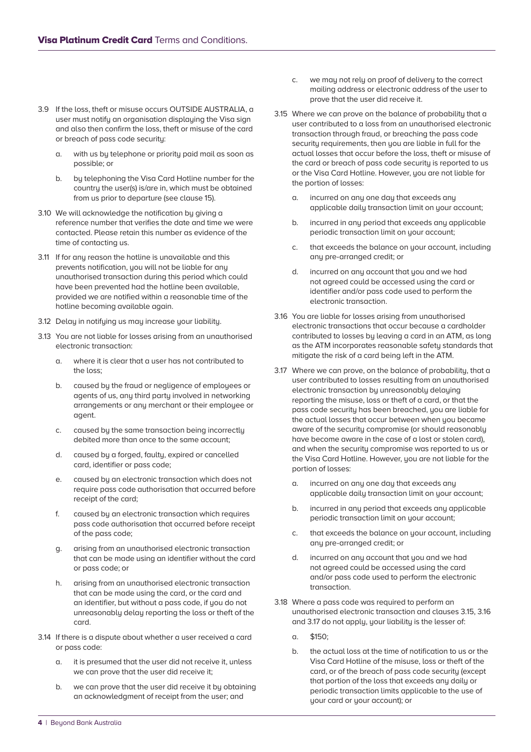3.9 If the loss, theft or misuse occurs OUTSIDE AUSTRALIA, a user must notify an organisation displaying the Visa sign and also then confirm the loss, theft or misuse of the card or breach of pass code security:

   a. with us by telephone or priority paid mail as soon as possible; or

   b. by telephoning the Visa Card Hotline number for the country the user(s) is/are in, which must be obtained from us prior to departure (see clause 15).

3.10 We will acknowledge the notification by giving a reference number that verifies the date and time we were contacted. Please retain this number as evidence of the time of contacting us.

3.11 If for any reason the hotline is unavailable and this prevents notification, you will not be liable for any unauthorised transaction during this period which could have been prevented had the hotline been available, provided we are notified within a reasonable time of the hotline becoming available again.

3.12 Delay in notifying us may increase your liability.

3.13 You are not liable for losses arising from an unauthorised electronic transaction:

   a. where it is clear that a user has not contributed to the loss;

   b. caused by the fraud or negligence of employees or agents of us, any third party involved in networking arrangements or any merchant or their employee or agent.

   c. caused by the same transaction being incorrectly debited more than once to the same account;

   d. caused by a forged, faulty, expired or cancelled card, identifier or pass code;

   e. caused by an electronic transaction which does not require pass code authorisation that occurred before receipt of the card;

   f. caused by an electronic transaction which requires pass code authorisation that occurred before receipt of the pass code;

   g. arising from an unauthorised electronic transaction that can be made using an identifier without the card or pass code; or

   h. arising from an unauthorised electronic transaction that can be made using the card, or the card and an identifier, but without a pass code, if you do not unreasonably delay reporting the loss or theft of the card.

3.14 If there is a dispute about whether a user received a card or pass code:

   a. it is presumed that the user did not receive it, unless we can prove that the user did receive it;

   b. we can prove that the user did receive it by obtaining an acknowledgment of receipt from the user; and

   c. we may not rely on proof of delivery to the correct mailing address or electronic address of the user to prove that the user did receive it.

3.15 Where we can prove on the balance of probability that a user contributed to a loss from an unauthorised electronic transaction through fraud, or breaching the pass code security requirements, then you are liable in full for the actual losses that occur before the loss, theft or misuse of the card or breach of pass code security is reported to us or the Visa Card Hotline. However, you are not liable for the portion of losses:

   a. incurred on any one day that exceeds any applicable daily transaction limit on your account;

   b. incurred in any period that exceeds any applicable periodic transaction limit on your account;

   c. that exceeds the balance on your account, including any pre-arranged credit; or

   d. incurred on any account that you and we had not agreed could be accessed using the card or identifier and/or pass code used to perform the electronic transaction.

3.16 You are liable for losses arising from unauthorised electronic transactions that occur because a cardholder contributed to losses by leaving a card in an ATM, as long as the ATM incorporates reasonable safety standards that mitigate the risk of a card being left in the ATM.

3.17 Where we can prove, on the balance of probability, that a user contributed to losses resulting from an unauthorised electronic transaction by unreasonably delaying reporting the misuse, loss or theft of a card, or that the pass code security has been breached, you are liable for the actual losses that occur between when you became aware of the security compromise (or should reasonably have become aware in the case of a lost or stolen card), and when the security compromise was reported to us or the Visa Card Hotline. However, you are not liable for the portion of losses:

   a. incurred on any one day that exceeds any applicable daily transaction limit on your account;

   b. incurred in any period that exceeds any applicable periodic transaction limit on your account;

   c. that exceeds the balance on your account, including any pre-arranged credit; or

   d. incurred on any account that you and we had not agreed could be accessed using the card and/or pass code used to perform the electronic transaction.

3.18 Where a pass code was required to perform an unauthorised electronic transaction and clauses 3.15, 3.16 and 3.17 do not apply, your liability is the lesser of:

   a. $150;

   b. the actual loss at the time of notification to us or the Visa Card Hotline of the misuse, loss or theft of the card, or of the breach of pass code security (except that portion of the loss that exceeds any daily or periodic transaction limits applicable to the use of your card or your account); or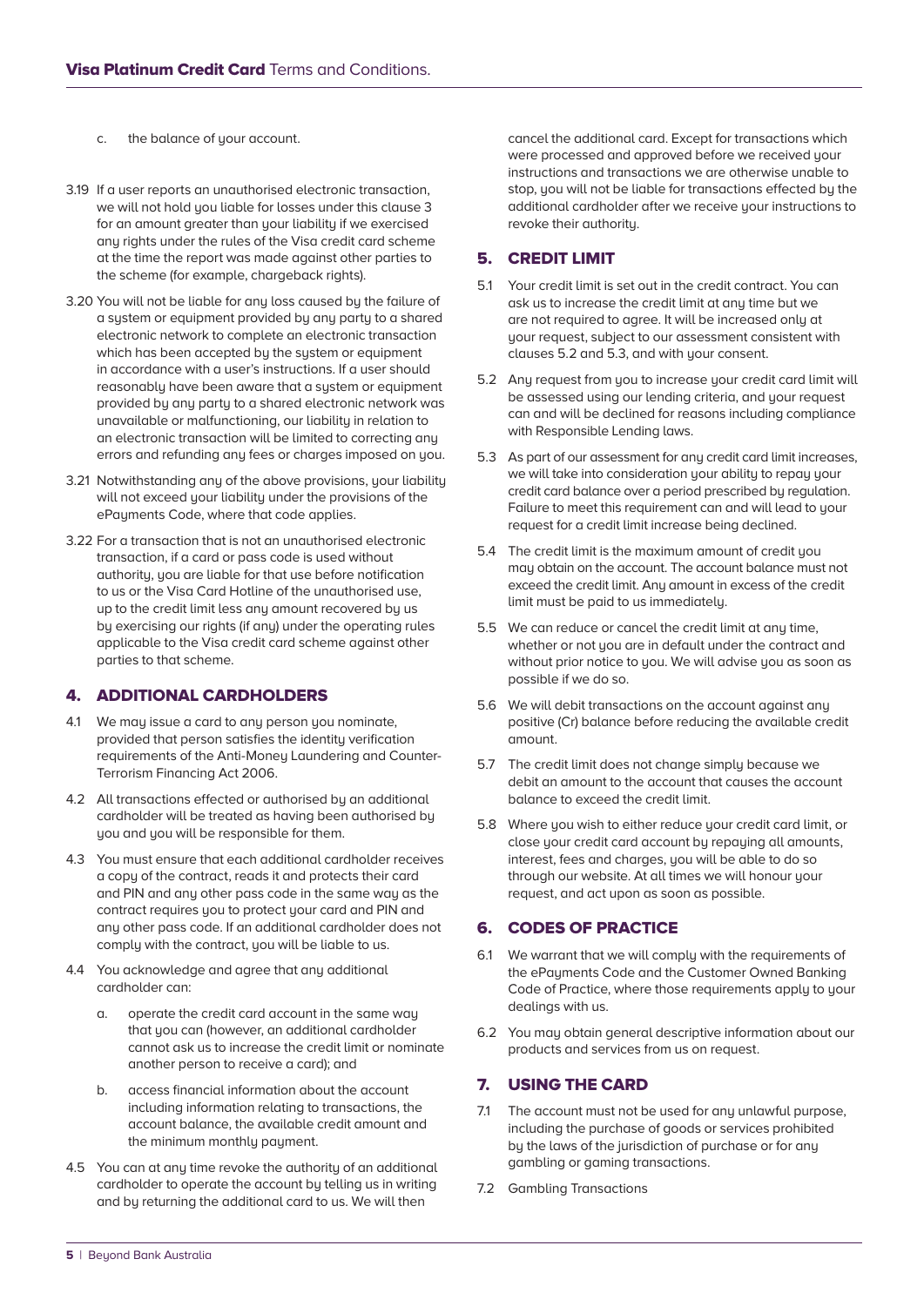c. the balance of your account.

3.19 If a user reports an unauthorised electronic transaction, we will not hold you liable for losses under this clause 3 for an amount greater than your liability if we exercised any rights under the rules of the Visa credit card scheme at the time the report was made against other parties to the scheme (for example, chargeback rights).

3.20 You will not be liable for any loss caused by the failure of a system or equipment provided by any party to a shared electronic network to complete an electronic transaction which has been accepted by the system or equipment in accordance with a user's instructions. If a user should reasonably have been aware that a system or equipment provided by any party to a shared electronic network was unavailable or malfunctioning, our liability in relation to an electronic transaction will be limited to correcting any errors and refunding any fees or charges imposed on you.

3.21 Notwithstanding any of the above provisions, your liability will not exceed your liability under the provisions of the ePayments Code, where that code applies.

3.22 For a transaction that is not an unauthorised electronic transaction, if a card or pass code is used without authority, you are liable for that use before notification to us or the Visa Card Hotline of the unauthorised use, up to the credit limit less any amount recovered by us by exercising our rights (if any) under the operating rules applicable to the Visa credit card scheme against other parties to that scheme.

## 4. ADDITIONAL CARDHOLDERS

4.1 We may issue a card to any person you nominate, provided that person satisfies the identity verification requirements of the Anti-Money Laundering and Counter-Terrorism Financing Act 2006.

4.2 All transactions effected or authorised by an additional cardholder will be treated as having been authorised by you and you will be responsible for them.

4.3 You must ensure that each additional cardholder receives a copy of the contract, reads it and protects their card and PIN and any other pass code in the same way as the contract requires you to protect your card and PIN and any other pass code. If an additional cardholder does not comply with the contract, you will be liable to us.

4.4 You acknowledge and agree that any additional cardholder can:

a. operate the credit card account in the same way that you can (however, an additional cardholder cannot ask us to increase the credit limit or nominate another person to receive a card); and

b. access financial information about the account including information relating to transactions, the account balance, the available credit amount and the minimum monthly payment.

4.5 You can at any time revoke the authority of an additional cardholder to operate the account by telling us in writing and by returning the additional card to us. We will then cancel the additional card. Except for transactions which were processed and approved before we received your instructions and transactions we are otherwise unable to stop, you will not be liable for transactions effected by the additional cardholder after we receive your instructions to revoke their authority.

## 5. CREDIT LIMIT

5.1 Your credit limit is set out in the credit contract. You can ask us to increase the credit limit at any time but we are not required to agree. It will be increased only at your request, subject to our assessment consistent with clauses 5.2 and 5.3, and with your consent.

5.2 Any request from you to increase your credit card limit will be assessed using our lending criteria, and your request can and will be declined for reasons including compliance with Responsible Lending laws.

5.3 As part of our assessment for any credit card limit increases, we will take into consideration your ability to repay your credit card balance over a period prescribed by regulation. Failure to meet this requirement can and will lead to your request for a credit limit increase being declined.

5.4 The credit limit is the maximum amount of credit you may obtain on the account. The account balance must not exceed the credit limit. Any amount in excess of the credit limit must be paid to us immediately.

5.5 We can reduce or cancel the credit limit at any time, whether or not you are in default under the contract and without prior notice to you. We will advise you as soon as possible if we do so.

5.6 We will debit transactions on the account against any positive (Cr) balance before reducing the available credit amount.

5.7 The credit limit does not change simply because we debit an amount to the account that causes the account balance to exceed the credit limit.

5.8 Where you wish to either reduce your credit card limit, or close your credit card account by repaying all amounts, interest, fees and charges, you will be able to do so through our website. At all times we will honour your request, and act upon as soon as possible.

## 6. CODES OF PRACTICE

6.1 We warrant that we will comply with the requirements of the ePayments Code and the Customer Owned Banking Code of Practice, where those requirements apply to your dealings with us.

6.2 You may obtain general descriptive information about our products and services from us on request.

## 7. USING THE CARD

7.1 The account must not be used for any unlawful purpose, including the purchase of goods or services prohibited by the laws of the jurisdiction of purchase or for any gambling or gaming transactions.

7.2 Gambling Transactions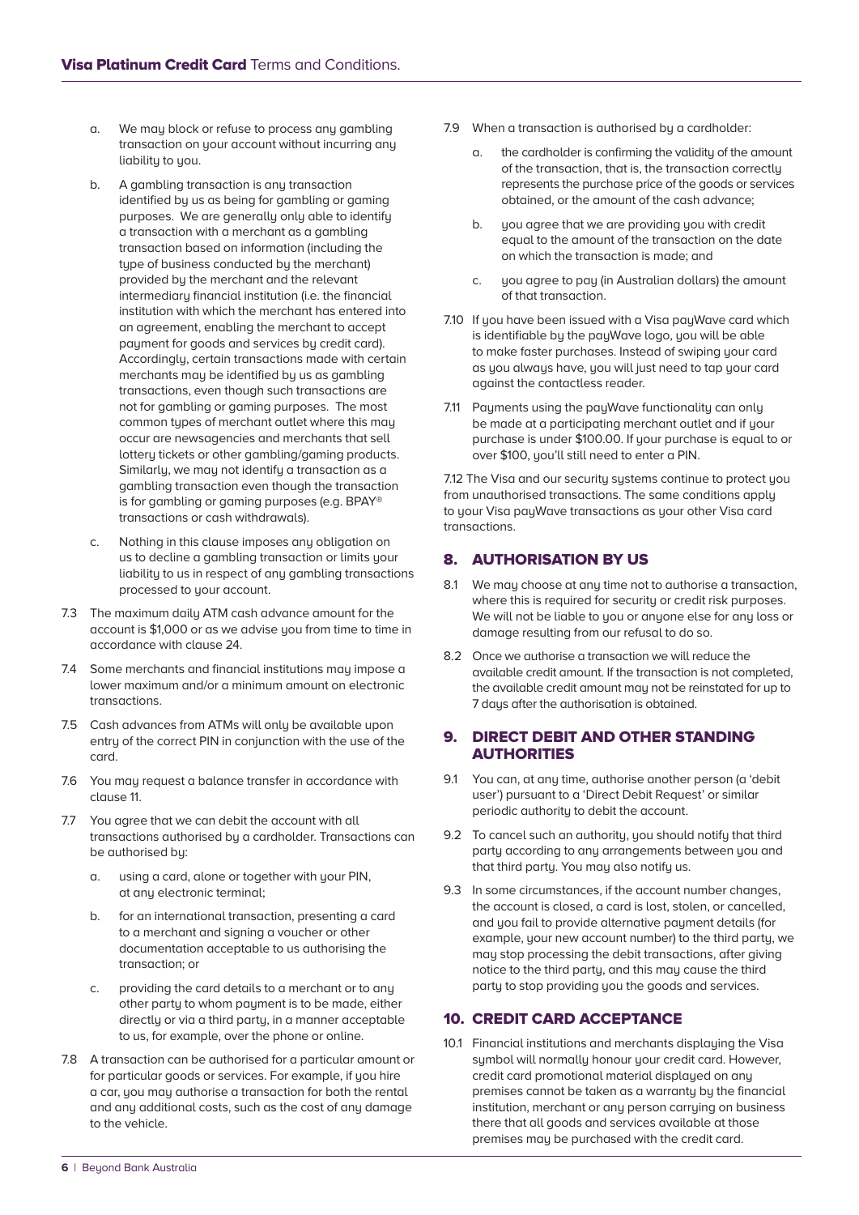a. We may block or refuse to process any gambling transaction on your account without incurring any liability to you.

b. A gambling transaction is any transaction identified by us as being for gambling or gaming purposes. We are generally only able to identify a transaction with a merchant as a gambling transaction based on information (including the type of business conducted by the merchant) provided by the merchant and the relevant intermediary financial institution (i.e. the financial institution with which the merchant has entered into an agreement, enabling the merchant to accept payment for goods and services by credit card). Accordingly, certain transactions made with certain merchants may be identified by us as gambling transactions, even though such transactions are not for gambling or gaming purposes. The most common types of merchant outlet where this may occur are newsagencies and merchants that sell lottery tickets or other gambling/gaming products. Similarly, we may not identify a transaction as a gambling transaction even though the transaction is for gambling or gaming purposes (e.g. BPAY® transactions or cash withdrawals).

c. Nothing in this clause imposes any obligation on us to decline a gambling transaction or limits your liability to us in respect of any gambling transactions processed to your account.

7.3 The maximum daily ATM cash advance amount for the account is $1,000 or as we advise you from time to time in accordance with clause 24.

7.4 Some merchants and financial institutions may impose a lower maximum and/or a minimum amount on electronic transactions.

7.5 Cash advances from ATMs will only be available upon entry of the correct PIN in conjunction with the use of the card.

7.6 You may request a balance transfer in accordance with clause 11.

7.7 You agree that we can debit the account with all transactions authorised by a cardholder. Transactions can be authorised by:

a. using a card, alone or together with your PIN, at any electronic terminal;

b. for an international transaction, presenting a card to a merchant and signing a voucher or other documentation acceptable to us authorising the transaction; or

c. providing the card details to a merchant or to any other party to whom payment is to be made, either directly or via a third party, in a manner acceptable to us, for example, over the phone or online.

7.8 A transaction can be authorised for a particular amount or for particular goods or services. For example, if you hire a car, you may authorise a transaction for both the rental and any additional costs, such as the cost of any damage to the vehicle.

7.9 When a transaction is authorised by a cardholder:

a. the cardholder is confirming the validity of the amount of the transaction, that is, the transaction correctly represents the purchase price of the goods or services obtained, or the amount of the cash advance;

b. you agree that we are providing you with credit equal to the amount of the transaction on the date on which the transaction is made; and

c. you agree to pay (in Australian dollars) the amount of that transaction.

7.10 If you have been issued with a Visa payWave card which is identifiable by the payWave logo, you will be able to make faster purchases. Instead of swiping your card as you always have, you will just need to tap your card against the contactless reader.

7.11 Payments using the payWave functionality can only be made at a participating merchant outlet and if your purchase is under $100.00. If your purchase is equal to or over $100, you'll still need to enter a PIN.

7.12 The Visa and our security systems continue to protect you from unauthorised transactions. The same conditions apply to your Visa payWave transactions as your other Visa card transactions.

## 8. AUTHORISATION BY US

8.1 We may choose at any time not to authorise a transaction, where this is required for security or credit risk purposes. We will not be liable to you or anyone else for any loss or damage resulting from our refusal to do so.

8.2 Once we authorise a transaction we will reduce the available credit amount. If the transaction is not completed, the available credit amount may not be reinstated for up to 7 days after the authorisation is obtained.

## 9. DIRECT DEBIT AND OTHER STANDING AUTHORITIES

9.1 You can, at any time, authorise another person (a 'debit user') pursuant to a 'Direct Debit Request' or similar periodic authority to debit the account.

9.2 To cancel such an authority, you should notify that third party according to any arrangements between you and that third party. You may also notify us.

9.3 In some circumstances, if the account number changes, the account is closed, a card is lost, stolen, or cancelled, and you fail to provide alternative payment details (for example, your new account number) to the third party, we may stop processing the debit transactions, after giving notice to the third party, and this may cause the third party to stop providing you the goods and services.

## 10. CREDIT CARD ACCEPTANCE

10.1 Financial institutions and merchants displaying the Visa symbol will normally honour your credit card. However, credit card promotional material displayed on any premises cannot be taken as a warranty by the financial institution, merchant or any person carrying on business there that all goods and services available at those premises may be purchased with the credit card.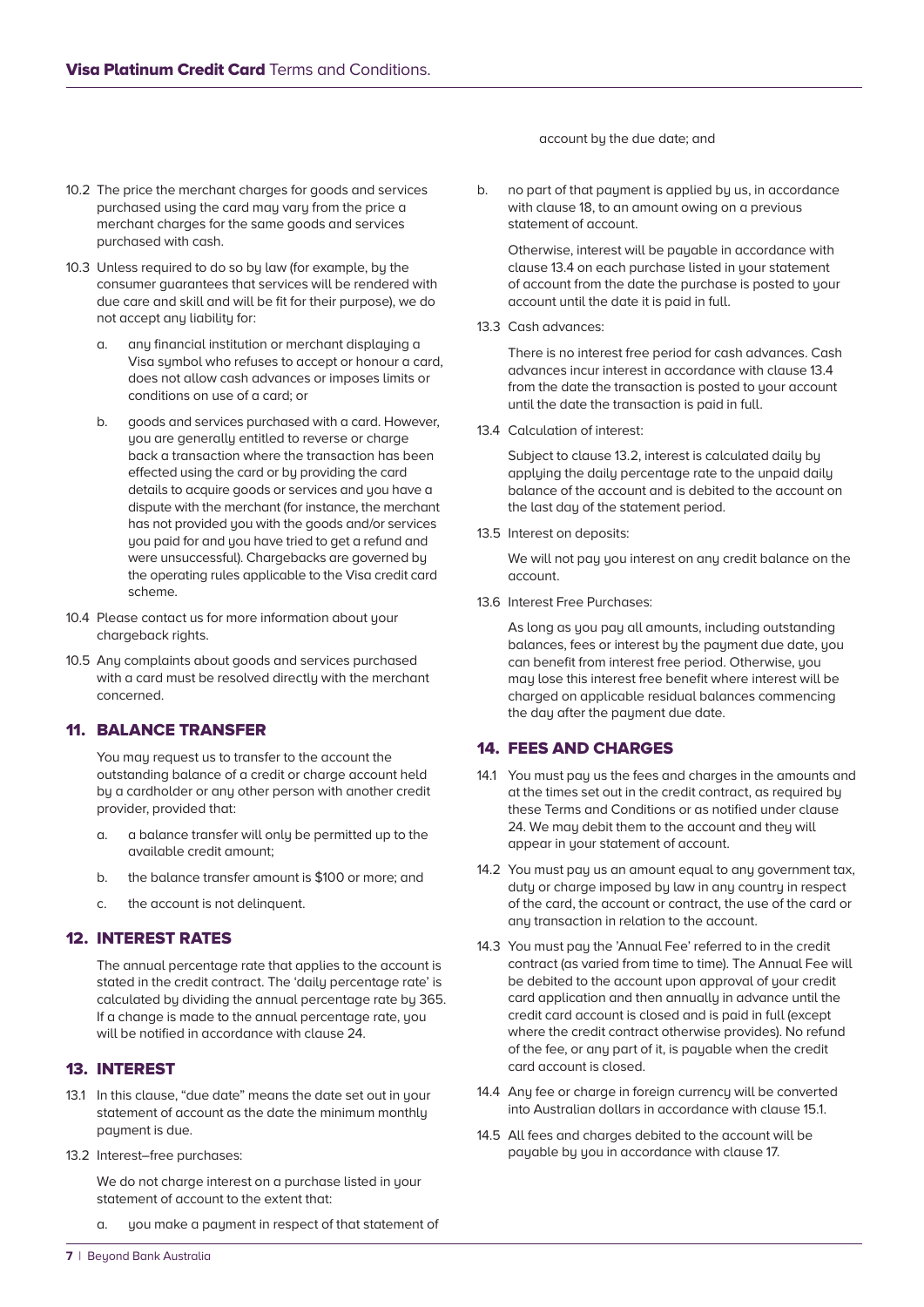10.2 The price the merchant charges for goods and services purchased using the card may vary from the price a merchant charges for the same goods and services purchased with cash.

10.3 Unless required to do so by law (for example, by the consumer guarantees that services will be rendered with due care and skill and will be fit for their purpose), we do not accept any liability for:

a. any financial institution or merchant displaying a Visa symbol who refuses to accept or honour a card, does not allow cash advances or imposes limits or conditions on use of a card; or

b. goods and services purchased with a card. However, you are generally entitled to reverse or charge back a transaction where the transaction has been effected using the card or by providing the card details to acquire goods or services and you have a dispute with the merchant (for instance, the merchant has not provided you with the goods and/or services you paid for and you have tried to get a refund and were unsuccessful). Chargebacks are governed by the operating rules applicable to the Visa credit card scheme.

10.4 Please contact us for more information about your chargeback rights.

10.5 Any complaints about goods and services purchased with a card must be resolved directly with the merchant concerned.

## 11. BALANCE TRANSFER

You may request us to transfer to the account the outstanding balance of a credit or charge account held by a cardholder or any other person with another credit provider, provided that:

a. a balance transfer will only be permitted up to the available credit amount;

b. the balance transfer amount is $100 or more; and

c. the account is not delinquent.

## 12. INTEREST RATES

The annual percentage rate that applies to the account is stated in the credit contract. The 'daily percentage rate' is calculated by dividing the annual percentage rate by 365. If a change is made to the annual percentage rate, you will be notified in accordance with clause 24.

## 13. INTEREST

13.1 In this clause, "due date" means the date set out in your statement of account as the date the minimum monthly payment is due.

13.2 Interest–free purchases:

We do not charge interest on a purchase listed in your statement of account to the extent that:

a. you make a payment in respect of that statement of account by the due date; and

b. no part of that payment is applied by us, in accordance with clause 18, to an amount owing on a previous statement of account.

Otherwise, interest will be payable in accordance with clause 13.4 on each purchase listed in your statement of account from the date the purchase is posted to your account until the date it is paid in full.

13.3 Cash advances:

There is no interest free period for cash advances. Cash advances incur interest in accordance with clause 13.4 from the date the transaction is posted to your account until the date the transaction is paid in full.

13.4 Calculation of interest:

Subject to clause 13.2, interest is calculated daily by applying the daily percentage rate to the unpaid daily balance of the account and is debited to the account on the last day of the statement period.

13.5 Interest on deposits:

We will not pay you interest on any credit balance on the account.

13.6 Interest Free Purchases:

As long as you pay all amounts, including outstanding balances, fees or interest by the payment due date, you can benefit from interest free period. Otherwise, you may lose this interest free benefit where interest will be charged on applicable residual balances commencing the day after the payment due date.

## 14. FEES AND CHARGES

14.1 You must pay us the fees and charges in the amounts and at the times set out in the credit contract, as required by these Terms and Conditions or as notified under clause 24. We may debit them to the account and they will appear in your statement of account.

14.2 You must pay us an amount equal to any government tax, duty or charge imposed by law in any country in respect of the card, the account or contract, the use of the card or any transaction in relation to the account.

14.3 You must pay the 'Annual Fee' referred to in the credit contract (as varied from time to time). The Annual Fee will be debited to the account upon approval of your credit card application and then annually in advance until the credit card account is closed and is paid in full (except where the credit contract otherwise provides). No refund of the fee, or any part of it, is payable when the credit card account is closed.

14.4 Any fee or charge in foreign currency will be converted into Australian dollars in accordance with clause 15.1.

14.5 All fees and charges debited to the account will be payable by you in accordance with clause 17.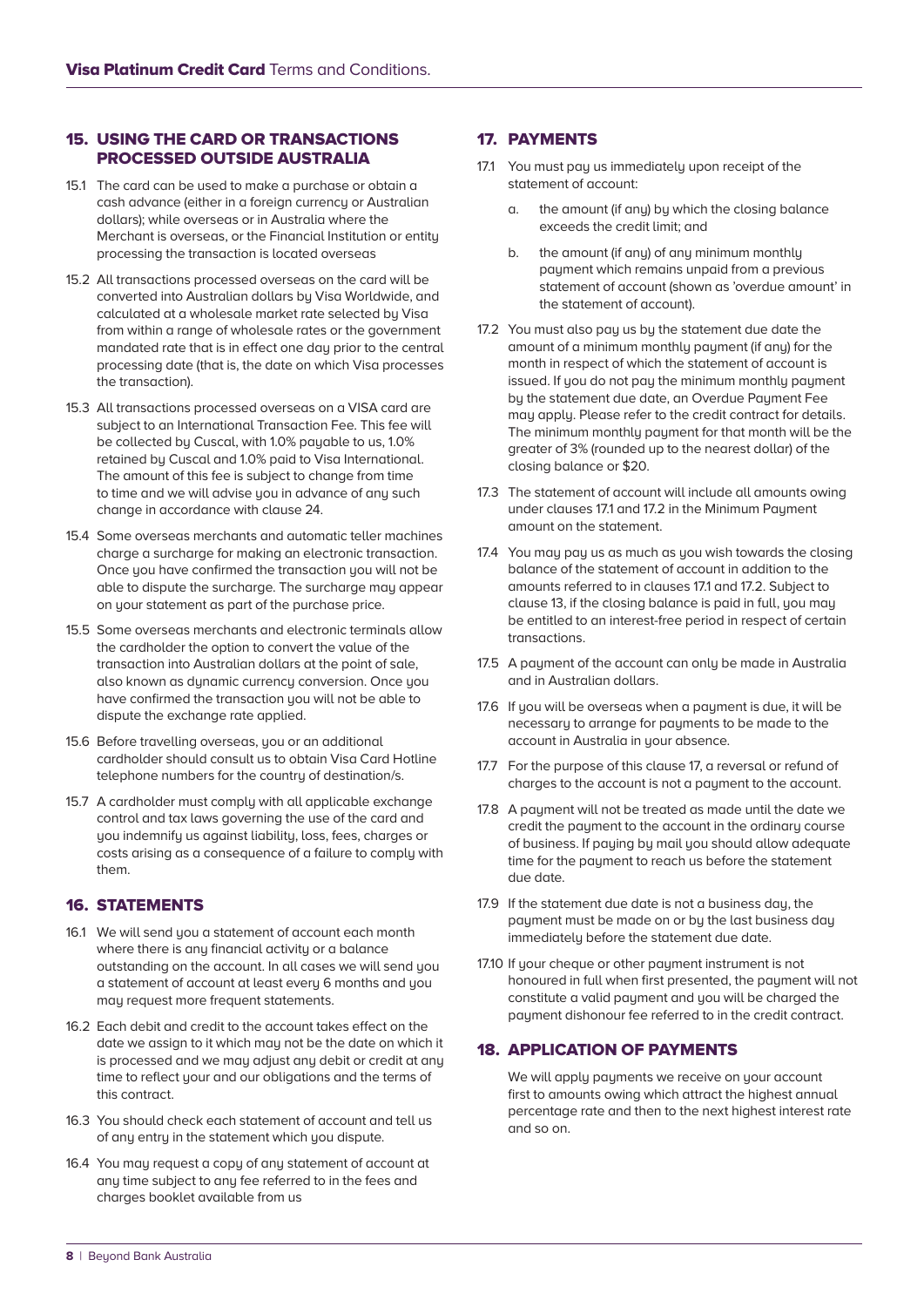## 15. USING THE CARD OR TRANSACTIONS PROCESSED OUTSIDE AUSTRALIA

15.1 The card can be used to make a purchase or obtain a cash advance (either in a foreign currency or Australian dollars); while overseas or in Australia where the Merchant is overseas, or the Financial Institution or entity processing the transaction is located overseas

15.2 All transactions processed overseas on the card will be converted into Australian dollars by Visa Worldwide, and calculated at a wholesale market rate selected by Visa from within a range of wholesale rates or the government mandated rate that is in effect one day prior to the central processing date (that is, the date on which Visa processes the transaction).

15.3 All transactions processed overseas on a VISA card are subject to an International Transaction Fee. This fee will be collected by Cuscal, with 1.0% payable to us, 1.0% retained by Cuscal and 1.0% paid to Visa International. The amount of this fee is subject to change from time to time and we will advise you in advance of any such change in accordance with clause 24.

15.4 Some overseas merchants and automatic teller machines charge a surcharge for making an electronic transaction. Once you have confirmed the transaction you will not be able to dispute the surcharge. The surcharge may appear on your statement as part of the purchase price.

15.5 Some overseas merchants and electronic terminals allow the cardholder the option to convert the value of the transaction into Australian dollars at the point of sale, also known as dynamic currency conversion. Once you have confirmed the transaction you will not be able to dispute the exchange rate applied.

15.6 Before travelling overseas, you or an additional cardholder should consult us to obtain Visa Card Hotline telephone numbers for the country of destination/s.

15.7 A cardholder must comply with all applicable exchange control and tax laws governing the use of the card and you indemnify us against liability, loss, fees, charges or costs arising as a consequence of a failure to comply with them.

## 16. STATEMENTS

16.1 We will send you a statement of account each month where there is any financial activity or a balance outstanding on the account. In all cases we will send you a statement of account at least every 6 months and you may request more frequent statements.

16.2 Each debit and credit to the account takes effect on the date we assign to it which may not be the date on which it is processed and we may adjust any debit or credit at any time to reflect your and our obligations and the terms of this contract.

16.3 You should check each statement of account and tell us of any entry in the statement which you dispute.

16.4 You may request a copy of any statement of account at any time subject to any fee referred to in the fees and charges booklet available from us

## 17. PAYMENTS

17.1 You must pay us immediately upon receipt of the statement of account:

a. the amount (if any) by which the closing balance exceeds the credit limit; and

b. the amount (if any) of any minimum monthly payment which remains unpaid from a previous statement of account (shown as 'overdue amount' in the statement of account).

17.2 You must also pay us by the statement due date the amount of a minimum monthly payment (if any) for the month in respect of which the statement of account is issued. If you do not pay the minimum monthly payment by the statement due date, an Overdue Payment Fee may apply. Please refer to the credit contract for details. The minimum monthly payment for that month will be the greater of 3% (rounded up to the nearest dollar) of the closing balance or $20.

17.3 The statement of account will include all amounts owing under clauses 17.1 and 17.2 in the Minimum Payment amount on the statement.

17.4 You may pay us as much as you wish towards the closing balance of the statement of account in addition to the amounts referred to in clauses 17.1 and 17.2. Subject to clause 13, if the closing balance is paid in full, you may be entitled to an interest-free period in respect of certain transactions.

17.5 A payment of the account can only be made in Australia and in Australian dollars.

17.6 If you will be overseas when a payment is due, it will be necessary to arrange for payments to be made to the account in Australia in your absence.

17.7 For the purpose of this clause 17, a reversal or refund of charges to the account is not a payment to the account.

17.8 A payment will not be treated as made until the date we credit the payment to the account in the ordinary course of business. If paying by mail you should allow adequate time for the payment to reach us before the statement due date.

17.9 If the statement due date is not a business day, the payment must be made on or by the last business day immediately before the statement due date.

17.10 If your cheque or other payment instrument is not honoured in full when first presented, the payment will not constitute a valid payment and you will be charged the payment dishonour fee referred to in the credit contract.

## 18. APPLICATION OF PAYMENTS

We will apply payments we receive on your account first to amounts owing which attract the highest annual percentage rate and then to the next highest interest rate and so on.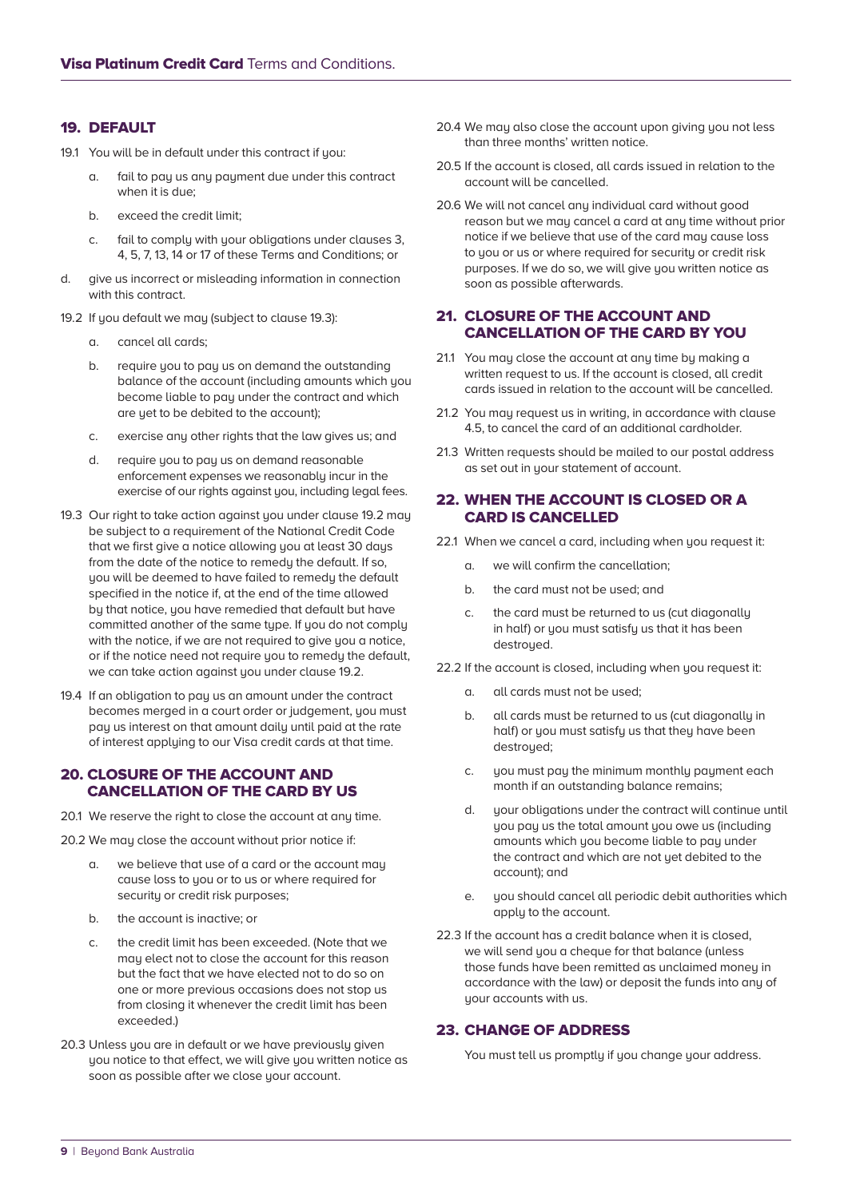## 19. DEFAULT

19.1 You will be in default under this contract if you:

a. fail to pay us any payment due under this contract when it is due;

b. exceed the credit limit;

c. fail to comply with your obligations under clauses 3, 4, 5, 7, 13, 14 or 17 of these Terms and Conditions; or

d. give us incorrect or misleading information in connection with this contract.

19.2 If you default we may (subject to clause 19.3):

a. cancel all cards;

b. require you to pay us on demand the outstanding balance of the account (including amounts which you become liable to pay under the contract and which are yet to be debited to the account);

c. exercise any other rights that the law gives us; and

d. require you to pay us on demand reasonable enforcement expenses we reasonably incur in the exercise of our rights against you, including legal fees.

19.3 Our right to take action against you under clause 19.2 may be subject to a requirement of the National Credit Code that we first give a notice allowing you at least 30 days from the date of the notice to remedy the default. If so, you will be deemed to have failed to remedy the default specified in the notice if, at the end of the time allowed by that notice, you have remedied that default but have committed another of the same type. If you do not comply with the notice, if we are not required to give you a notice, or if the notice need not require you to remedy the default, we can take action against you under clause 19.2.

19.4 If an obligation to pay us an amount under the contract becomes merged in a court order or judgement, you must pay us interest on that amount daily until paid at the rate of interest applying to our Visa credit cards at that time.

## 20. CLOSURE OF THE ACCOUNT AND CANCELLATION OF THE CARD BY US

20.1 We reserve the right to close the account at any time.

20.2 We may close the account without prior notice if:

a. we believe that use of a card or the account may cause loss to you or to us or where required for security or credit risk purposes;

b. the account is inactive; or

c. the credit limit has been exceeded. (Note that we may elect not to close the account for this reason but the fact that we have elected not to do so on one or more previous occasions does not stop us from closing it whenever the credit limit has been exceeded.)

20.3 Unless you are in default or we have previously given you notice to that effect, we will give you written notice as soon as possible after we close your account.

20.4 We may also close the account upon giving you not less than three months' written notice.

20.5 If the account is closed, all cards issued in relation to the account will be cancelled.

20.6 We will not cancel any individual card without good reason but we may cancel a card at any time without prior notice if we believe that use of the card may cause loss to you or us or where required for security or credit risk purposes. If we do so, we will give you written notice as soon as possible afterwards.

## 21. CLOSURE OF THE ACCOUNT AND CANCELLATION OF THE CARD BY YOU

21.1 You may close the account at any time by making a written request to us. If the account is closed, all credit cards issued in relation to the account will be cancelled.

21.2 You may request us in writing, in accordance with clause 4.5, to cancel the card of an additional cardholder.

21.3 Written requests should be mailed to our postal address as set out in your statement of account.

## 22. WHEN THE ACCOUNT IS CLOSED OR A CARD IS CANCELLED

22.1 When we cancel a card, including when you request it:

a. we will confirm the cancellation;

b. the card must not be used; and

c. the card must be returned to us (cut diagonally in half) or you must satisfy us that it has been destroyed.

22.2 If the account is closed, including when you request it:

a. all cards must not be used;

b. all cards must be returned to us (cut diagonally in half) or you must satisfy us that they have been destroyed;

c. you must pay the minimum monthly payment each month if an outstanding balance remains;

d. your obligations under the contract will continue until you pay us the total amount you owe us (including amounts which you become liable to pay under the contract and which are not yet debited to the account); and

e. you should cancel all periodic debit authorities which apply to the account.

22.3 If the account has a credit balance when it is closed, we will send you a cheque for that balance (unless those funds have been remitted as unclaimed money in accordance with the law) or deposit the funds into any of your accounts with us.

## 23. CHANGE OF ADDRESS

You must tell us promptly if you change your address.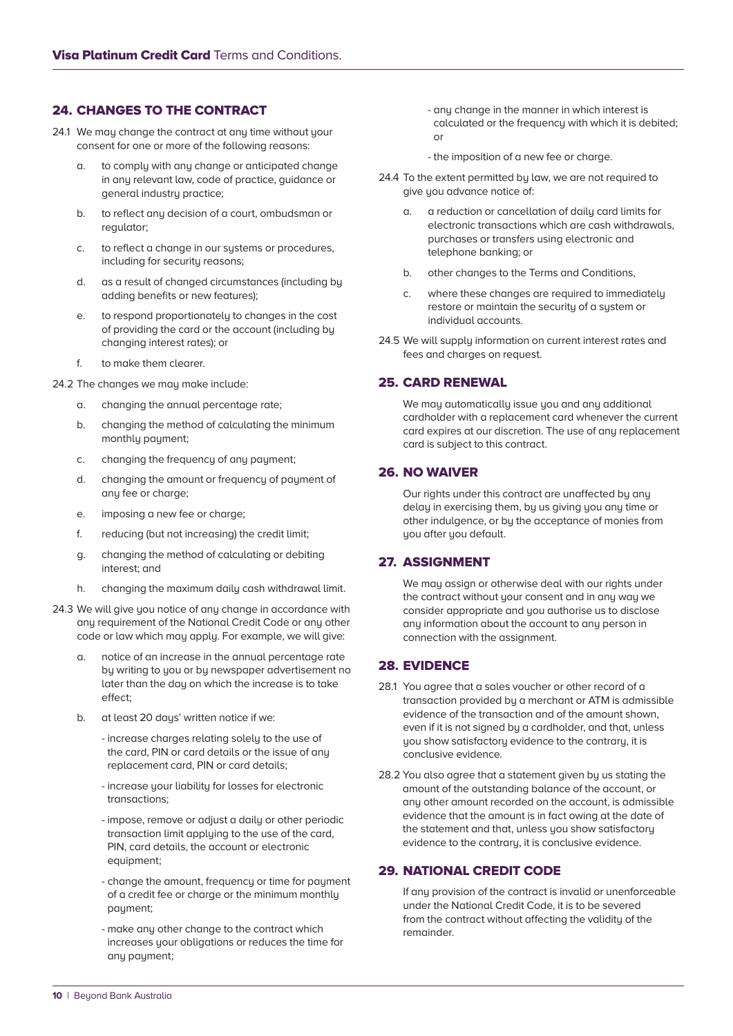## 24. CHANGES TO THE CONTRACT

24.1 We may change the contract at any time without your consent for one or more of the following reasons:

a. to comply with any change or anticipated change in any relevant law, code of practice, guidance or general industry practice;

b. to reflect any decision of a court, ombudsman or regulator;

c. to reflect a change in our systems or procedures, including for security reasons;

d. as a result of changed circumstances (including by adding benefits or new features);

e. to respond proportionately to changes in the cost of providing the card or the account (including by changing interest rates); or

f. to make them clearer.

24.2 The changes we may make include:

a. changing the annual percentage rate;

b. changing the method of calculating the minimum monthly payment;

c. changing the frequency of any payment;

d. changing the amount or frequency of payment of any fee or charge;

e. imposing a new fee or charge;

f. reducing (but not increasing) the credit limit;

g. changing the method of calculating or debiting interest; and

h. changing the maximum daily cash withdrawal limit.

24.3 We will give you notice of any change in accordance with any requirement of the National Credit Code or any other code or law which may apply. For example, we will give:

a. notice of an increase in the annual percentage rate by writing to you or by newspaper advertisement no later than the day on which the increase is to take effect;

b. at least 20 days' written notice if we:

- increase charges relating solely to the use of the card, PIN or card details or the issue of any replacement card, PIN or card details;
- increase your liability for losses for electronic transactions;
- impose, remove or adjust a daily or other periodic transaction limit applying to the use of the card, PIN, card details, the account or electronic equipment;
- change the amount, frequency or time for payment of a credit fee or charge or the minimum monthly payment;
- make any other change to the contract which increases your obligations or reduces the time for any payment;
- any change in the manner in which interest is calculated or the frequency with which it is debited; or
- the imposition of a new fee or charge.

24.4 To the extent permitted by law, we are not required to give you advance notice of:

a. a reduction or cancellation of daily card limits for electronic transactions which are cash withdrawals, purchases or transfers using electronic and telephone banking; or

b. other changes to the Terms and Conditions,

c. where these changes are required to immediately restore or maintain the security of a system or individual accounts.

24.5 We will supply information on current interest rates and fees and charges on request.

## 25. CARD RENEWAL

We may automatically issue you and any additional cardholder with a replacement card whenever the current card expires at our discretion. The use of any replacement card is subject to this contract.

## 26. NO WAIVER

Our rights under this contract are unaffected by any delay in exercising them, by us giving you any time or other indulgence, or by the acceptance of monies from you after you default.

## 27. ASSIGNMENT

We may assign or otherwise deal with our rights under the contract without your consent and in any way we consider appropriate and you authorise us to disclose any information about the account to any person in connection with the assignment.

## 28. EVIDENCE

28.1 You agree that a sales voucher or other record of a transaction provided by a merchant or ATM is admissible evidence of the transaction and of the amount shown, even if it is not signed by a cardholder, and that, unless you show satisfactory evidence to the contrary, it is conclusive evidence.

28.2 You also agree that a statement given by us stating the amount of the outstanding balance of the account, or any other amount recorded on the account, is admissible evidence that the amount is in fact owing at the date of the statement and that, unless you show satisfactory evidence to the contrary, it is conclusive evidence.

## 29. NATIONAL CREDIT CODE

If any provision of the contract is invalid or unenforceable under the National Credit Code, it is to be severed from the contract without affecting the validity of the remainder.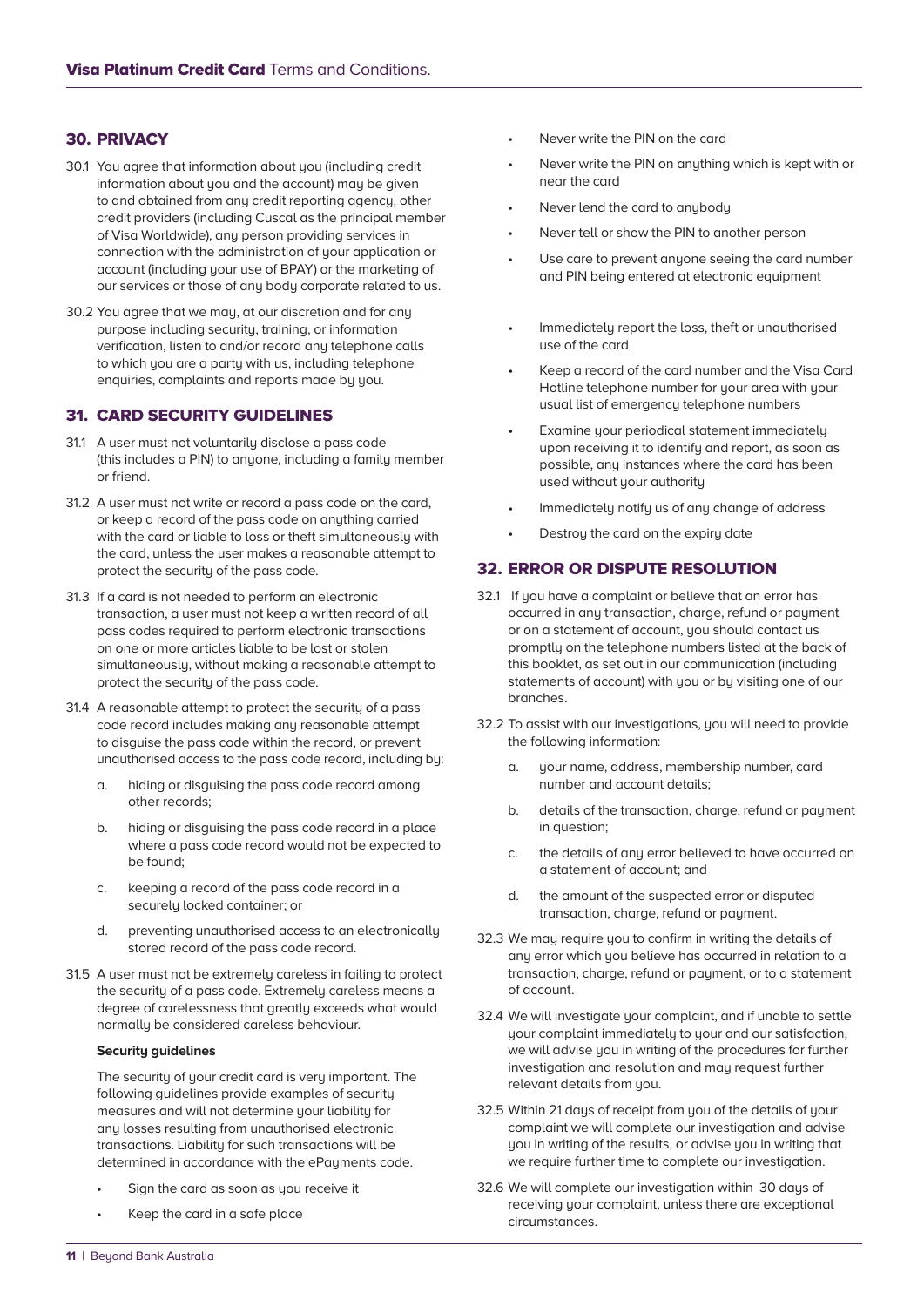## 30. PRIVACY

30.1 You agree that information about you (including credit information about you and the account) may be given to and obtained from any credit reporting agency, other credit providers (including Cuscal as the principal member of Visa Worldwide), any person providing services in connection with the administration of your application or account (including your use of BPAY) or the marketing of our services or those of any body corporate related to us.

30.2 You agree that we may, at our discretion and for any purpose including security, training, or information verification, listen to and/or record any telephone calls to which you are a party with us, including telephone enquiries, complaints and reports made by you.

## 31. CARD SECURITY GUIDELINES

31.1 A user must not voluntarily disclose a pass code (this includes a PIN) to anyone, including a family member or friend.

31.2 A user must not write or record a pass code on the card, or keep a record of the pass code on anything carried with the card or liable to loss or theft simultaneously with the card, unless the user makes a reasonable attempt to protect the security of the pass code.

31.3 If a card is not needed to perform an electronic transaction, a user must not keep a written record of all pass codes required to perform electronic transactions on one or more articles liable to be lost or stolen simultaneously, without making a reasonable attempt to protect the security of the pass code.

31.4 A reasonable attempt to protect the security of a pass code record includes making any reasonable attempt to disguise the pass code within the record, or prevent unauthorised access to the pass code record, including by:

a. hiding or disguising the pass code record among other records;

b. hiding or disguising the pass code record in a place where a pass code record would not be expected to be found;

c. keeping a record of the pass code record in a securely locked container; or

d. preventing unauthorised access to an electronically stored record of the pass code record.

31.5 A user must not be extremely careless in failing to protect the security of a pass code. Extremely careless means a degree of carelessness that greatly exceeds what would normally be considered careless behaviour.

**Security guidelines**

The security of your credit card is very important. The following guidelines provide examples of security measures and will not determine your liability for any losses resulting from unauthorised electronic transactions. Liability for such transactions will be determined in accordance with the ePayments code.

- Sign the card as soon as you receive it
- Keep the card in a safe place
- Never write the PIN on the card
- Never write the PIN on anything which is kept with or near the card
- Never lend the card to anybody
- Never tell or show the PIN to another person
- Use care to prevent anyone seeing the card number and PIN being entered at electronic equipment
- Immediately report the loss, theft or unauthorised use of the card
- Keep a record of the card number and the Visa Card Hotline telephone number for your area with your usual list of emergency telephone numbers
- Examine your periodical statement immediately upon receiving it to identify and report, as soon as possible, any instances where the card has been used without your authority
- Immediately notify us of any change of address
- Destroy the card on the expiry date

## 32. ERROR OR DISPUTE RESOLUTION

32.1 If you have a complaint or believe that an error has occurred in any transaction, charge, refund or payment or on a statement of account, you should contact us promptly on the telephone numbers listed at the back of this booklet, as set out in our communication (including statements of account) with you or by visiting one of our branches.

32.2 To assist with our investigations, you will need to provide the following information:

a. your name, address, membership number, card number and account details;

b. details of the transaction, charge, refund or payment in question;

c. the details of any error believed to have occurred on a statement of account; and

d. the amount of the suspected error or disputed transaction, charge, refund or payment.

32.3 We may require you to confirm in writing the details of any error which you believe has occurred in relation to a transaction, charge, refund or payment, or to a statement of account.

32.4 We will investigate your complaint, and if unable to settle your complaint immediately to your and our satisfaction, we will advise you in writing of the procedures for further investigation and resolution and may request further relevant details from you.

32.5 Within 21 days of receipt from you of the details of your complaint we will complete our investigation and advise you in writing of the results, or advise you in writing that we require further time to complete our investigation.

32.6 We will complete our investigation within 30 days of receiving your complaint, unless there are exceptional circumstances.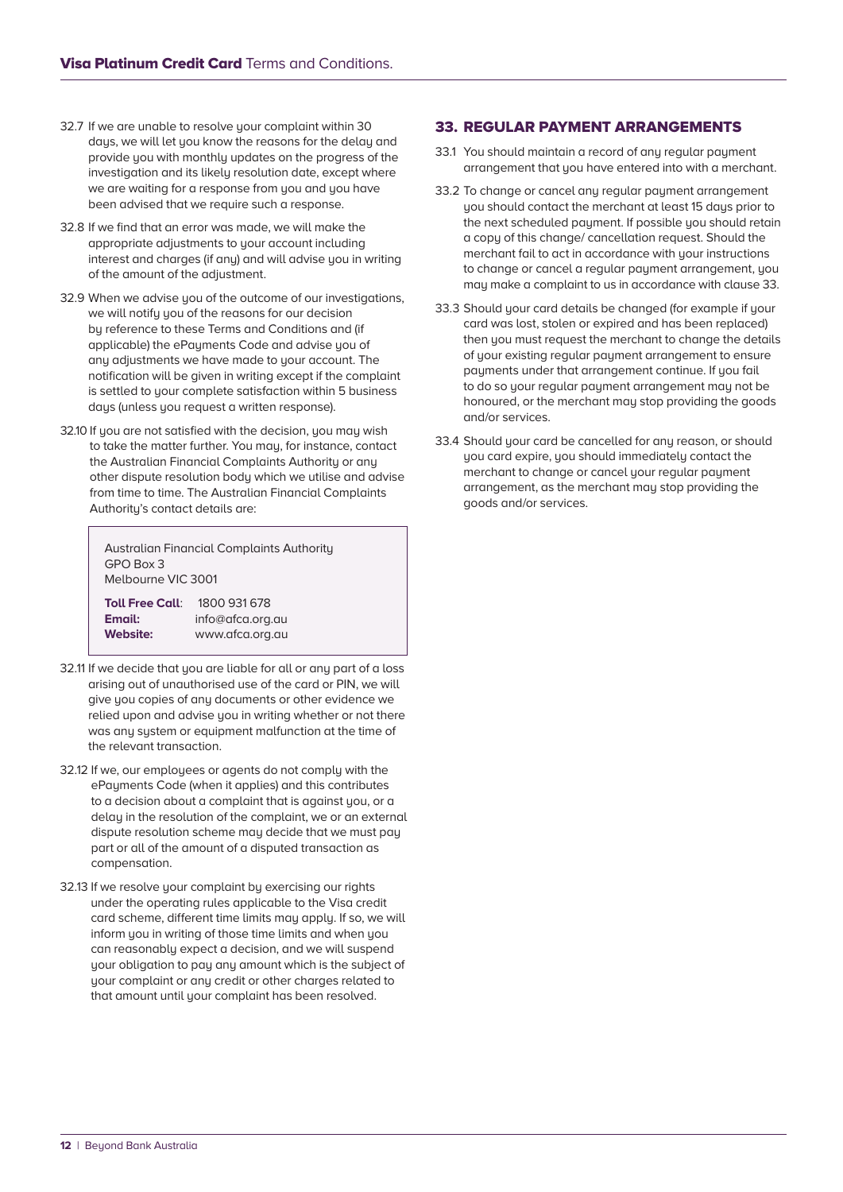32.7 If we are unable to resolve your complaint within 30 days, we will let you know the reasons for the delay and provide you with monthly updates on the progress of the investigation and its likely resolution date, except where we are waiting for a response from you and you have been advised that we require such a response.

32.8 If we find that an error was made, we will make the appropriate adjustments to your account including interest and charges (if any) and will advise you in writing of the amount of the adjustment.

32.9 When we advise you of the outcome of our investigations, we will notify you of the reasons for our decision by reference to these Terms and Conditions and (if applicable) the ePayments Code and advise you of any adjustments we have made to your account. The notification will be given in writing except if the complaint is settled to your complete satisfaction within 5 business days (unless you request a written response).

32.10 If you are not satisfied with the decision, you may wish to take the matter further. You may, for instance, contact the Australian Financial Complaints Authority or any other dispute resolution body which we utilise and advise from time to time. The Australian Financial Complaints Authority's contact details are:

> Australian Financial Complaints Authority
> GPO Box 3
> Melbourne VIC 3001
>
> **Toll Free Call**: 1800 931 678
> **Email:** info@afca.org.au
> **Website:** www.afca.org.au

32.11 If we decide that you are liable for all or any part of a loss arising out of unauthorised use of the card or PIN, we will give you copies of any documents or other evidence we relied upon and advise you in writing whether or not there was any system or equipment malfunction at the time of the relevant transaction.

32.12 If we, our employees or agents do not comply with the ePayments Code (when it applies) and this contributes to a decision about a complaint that is against you, or a delay in the resolution of the complaint, we or an external dispute resolution scheme may decide that we must pay part or all of the amount of a disputed transaction as compensation.

32.13 If we resolve your complaint by exercising our rights under the operating rules applicable to the Visa credit card scheme, different time limits may apply. If so, we will inform you in writing of those time limits and when you can reasonably expect a decision, and we will suspend your obligation to pay any amount which is the subject of your complaint or any credit or other charges related to that amount until your complaint has been resolved.

## 33. REGULAR PAYMENT ARRANGEMENTS

33.1 You should maintain a record of any regular payment arrangement that you have entered into with a merchant.

33.2 To change or cancel any regular payment arrangement you should contact the merchant at least 15 days prior to the next scheduled payment. If possible you should retain a copy of this change/ cancellation request. Should the merchant fail to act in accordance with your instructions to change or cancel a regular payment arrangement, you may make a complaint to us in accordance with clause 33.

33.3 Should your card details be changed (for example if your card was lost, stolen or expired and has been replaced) then you must request the merchant to change the details of your existing regular payment arrangement to ensure payments under that arrangement continue. If you fail to do so your regular payment arrangement may not be honoured, or the merchant may stop providing the goods and/or services.

33.4 Should your card be cancelled for any reason, or should you card expire, you should immediately contact the merchant to change or cancel your regular payment arrangement, as the merchant may stop providing the goods and/or services.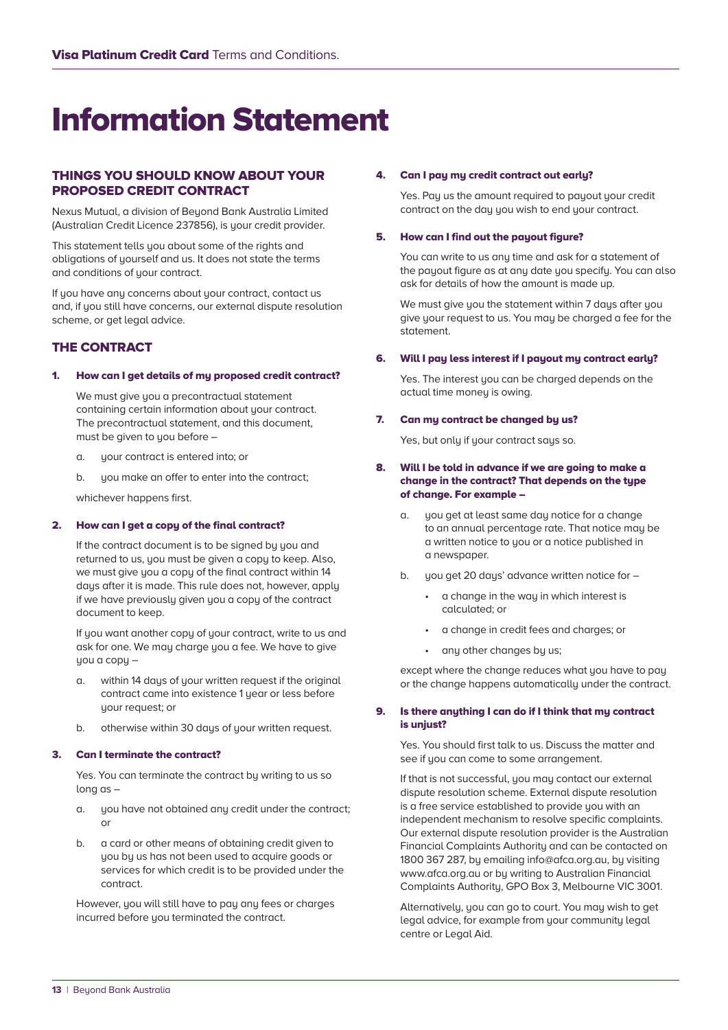# Information Statement

## THINGS YOU SHOULD KNOW ABOUT YOUR PROPOSED CREDIT CONTRACT

Nexus Mutual, a division of Beyond Bank Australia Limited (Australian Credit Licence 237856), is your credit provider.

This statement tells you about some of the rights and obligations of yourself and us. It does not state the terms and conditions of your contract.

If you have any concerns about your contract, contact us and, if you still have concerns, our external dispute resolution scheme, or get legal advice.

## THE CONTRACT

### 1. How can I get details of my proposed credit contract?

We must give you a precontractual statement containing certain information about your contract. The precontractual statement, and this document, must be given to you before –

a. your contract is entered into; or

b. you make an offer to enter into the contract;

whichever happens first.

### 2. How can I get a copy of the final contract?

If the contract document is to be signed by you and returned to us, you must be given a copy to keep. Also, we must give you a copy of the final contract within 14 days after it is made. This rule does not, however, apply if we have previously given you a copy of the contract document to keep.

If you want another copy of your contract, write to us and ask for one. We may charge you a fee. We have to give you a copy –

a. within 14 days of your written request if the original contract came into existence 1 year or less before your request; or

b. otherwise within 30 days of your written request.

### 3. Can I terminate the contract?

Yes. You can terminate the contract by writing to us so long as –

a. you have not obtained any credit under the contract; or

b. a card or other means of obtaining credit given to you by us has not been used to acquire goods or services for which credit is to be provided under the contract.

However, you will still have to pay any fees or charges incurred before you terminated the contract.

### 4. Can I pay my credit contract out early?

Yes. Pay us the amount required to payout your credit contract on the day you wish to end your contract.

### 5. How can I find out the payout figure?

You can write to us any time and ask for a statement of the payout figure as at any date you specify. You can also ask for details of how the amount is made up.

We must give you the statement within 7 days after you give your request to us. You may be charged a fee for the statement.

### 6. Will I pay less interest if I payout my contract early?

Yes. The interest you can be charged depends on the actual time money is owing.

### 7. Can my contract be changed by us?

Yes, but only if your contract says so.

### 8. Will I be told in advance if we are going to make a change in the contract? That depends on the type of change. For example –

a. you get at least same day notice for a change to an annual percentage rate. That notice may be a written notice to you or a notice published in a newspaper.

b. you get 20 days' advance written notice for –

- a change in the way in which interest is calculated; or
- a change in credit fees and charges; or
- any other changes by us;

except where the change reduces what you have to pay or the change happens automatically under the contract.

### 9. Is there anything I can do if I think that my contract is unjust?

Yes. You should first talk to us. Discuss the matter and see if you can come to some arrangement.

If that is not successful, you may contact our external dispute resolution scheme. External dispute resolution is a free service established to provide you with an independent mechanism to resolve specific complaints. Our external dispute resolution provider is the Australian Financial Complaints Authority and can be contacted on 1800 367 287, by emailing info@afca.org.au, by visiting www.afca.org.au or by writing to Australian Financial Complaints Authority, GPO Box 3, Melbourne VIC 3001.

Alternatively, you can go to court. You may wish to get legal advice, for example from your community legal centre or Legal Aid.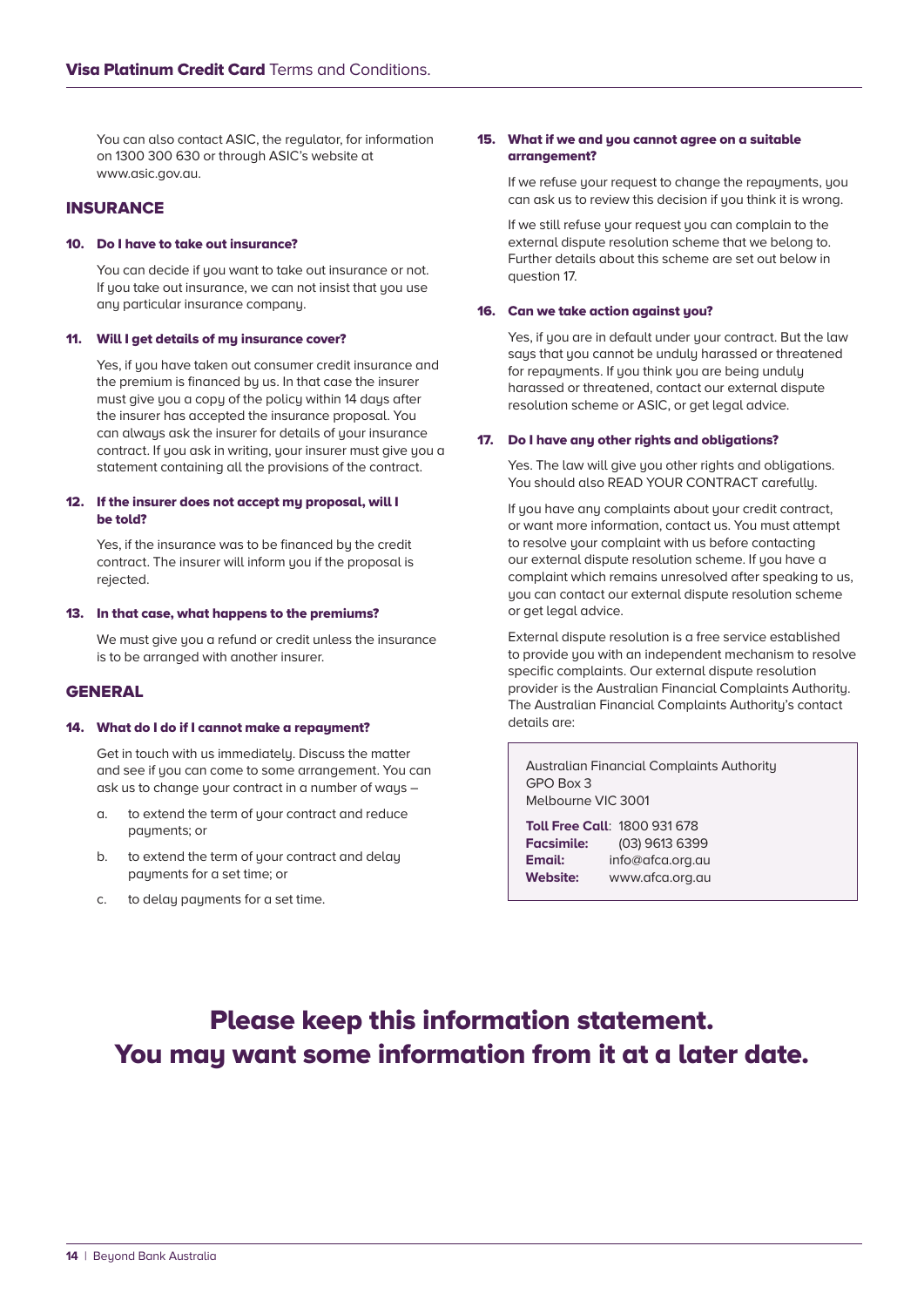You can also contact ASIC, the regulator, for information on 1300 300 630 or through ASIC's website at www.asic.gov.au.

## INSURANCE

### 10. Do I have to take out insurance?

You can decide if you want to take out insurance or not. If you take out insurance, we can not insist that you use any particular insurance company.

### 11. Will I get details of my insurance cover?

Yes, if you have taken out consumer credit insurance and the premium is financed by us. In that case the insurer must give you a copy of the policy within 14 days after the insurer has accepted the insurance proposal. You can always ask the insurer for details of your insurance contract. If you ask in writing, your insurer must give you a statement containing all the provisions of the contract.

### 12. If the insurer does not accept my proposal, will I be told?

Yes, if the insurance was to be financed by the credit contract. The insurer will inform you if the proposal is rejected.

### 13. In that case, what happens to the premiums?

We must give you a refund or credit unless the insurance is to be arranged with another insurer.

## GENERAL

### 14. What do I do if I cannot make a repayment?

Get in touch with us immediately. Discuss the matter and see if you can come to some arrangement. You can ask us to change your contract in a number of ways –

a. to extend the term of your contract and reduce payments; or

b. to extend the term of your contract and delay payments for a set time; or

c. to delay payments for a set time.

### 15. What if we and you cannot agree on a suitable arrangement?

If we refuse your request to change the repayments, you can ask us to review this decision if you think it is wrong.

If we still refuse your request you can complain to the external dispute resolution scheme that we belong to. Further details about this scheme are set out below in question 17.

### 16. Can we take action against you?

Yes, if you are in default under your contract. But the law says that you cannot be unduly harassed or threatened for repayments. If you think you are being unduly harassed or threatened, contact our external dispute resolution scheme or ASIC, or get legal advice.

### 17. Do I have any other rights and obligations?

Yes. The law will give you other rights and obligations. You should also READ YOUR CONTRACT carefully.

If you have any complaints about your credit contract, or want more information, contact us. You must attempt to resolve your complaint with us before contacting our external dispute resolution scheme. If you have a complaint which remains unresolved after speaking to us, you can contact our external dispute resolution scheme or get legal advice.

External dispute resolution is a free service established to provide you with an independent mechanism to resolve specific complaints. Our external dispute resolution provider is the Australian Financial Complaints Authority. The Australian Financial Complaints Authority's contact details are:

Australian Financial Complaints Authority
GPO Box 3
Melbourne VIC 3001

**Toll Free Call**: 1800 931 678
**Facsimile:** (03) 9613 6399
**Email:** info@afca.org.au
**Website:** www.afca.org.au

## Please keep this information statement. You may want some information from it at a later date.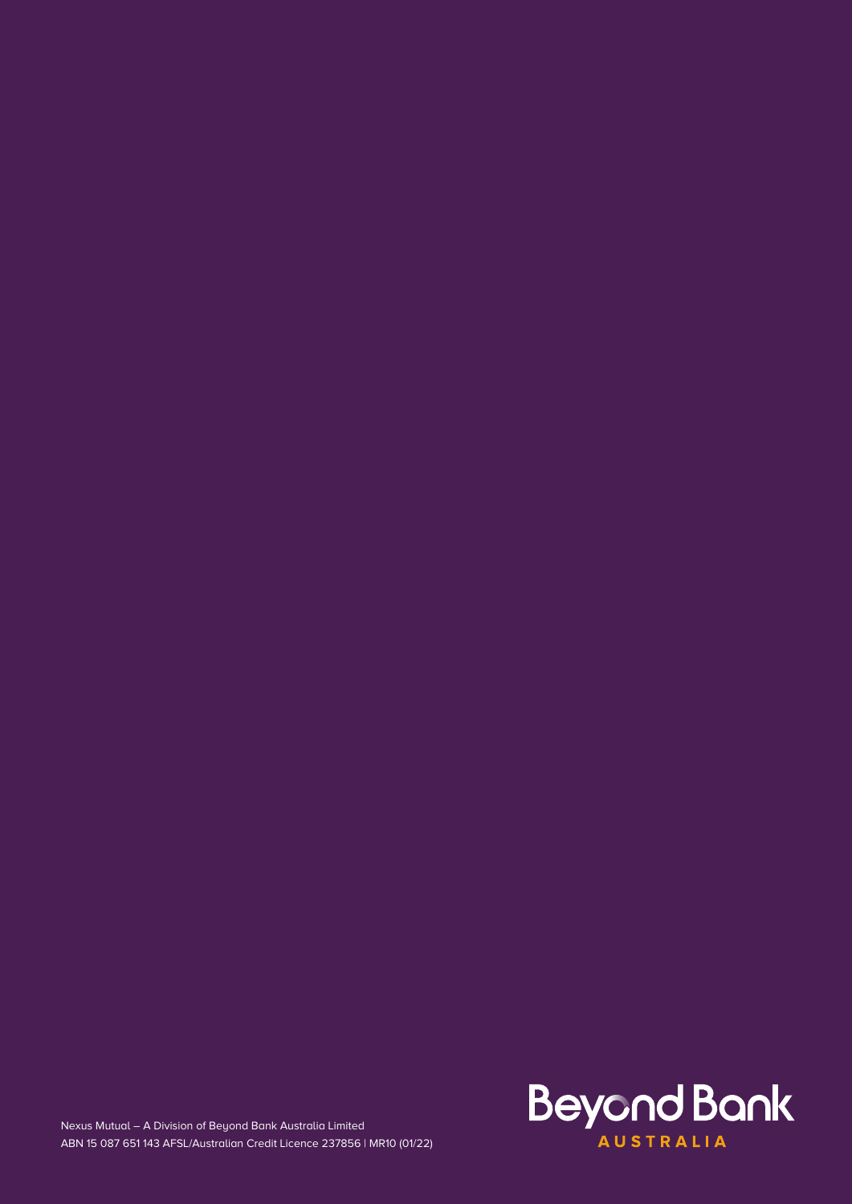Nexus Mutual – A Division of Beyond Bank Australia Limited
ABN 15 087 651 143 AFSL/Australian Credit Licence 237856 | MR10 (01/22)

Beyond Bank
AUSTRALIA